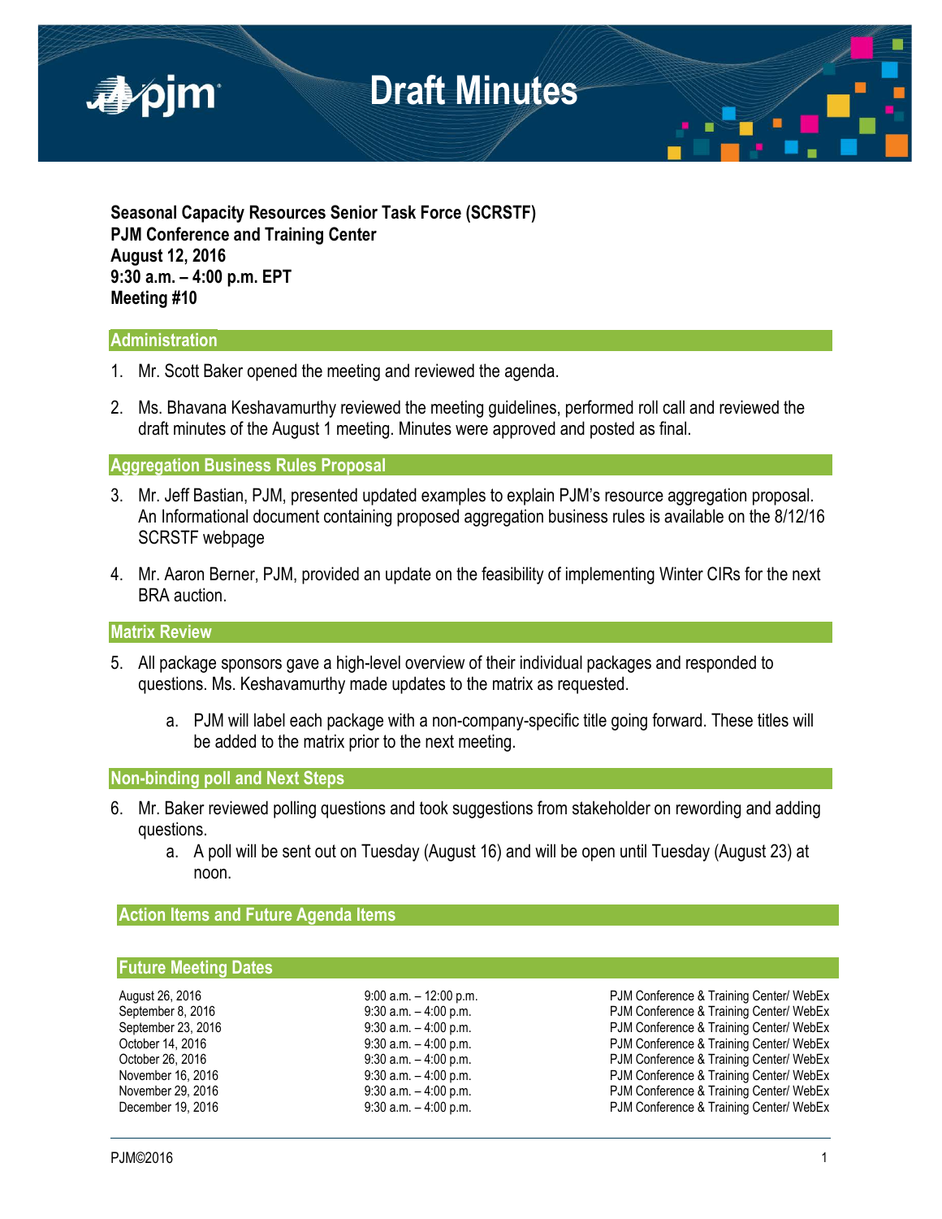# Draft Minutes

**Seasonal Capacity Resources Senior Task Force (SCRSTF)**
**PJM Conference and Training Center**
**August 12, 2016**
**9:30 a.m. – 4:00 p.m. EPT**
**Meeting #10**

## Administration

1. Mr. Scott Baker opened the meeting and reviewed the agenda.

2. Ms. Bhavana Keshavamurthy reviewed the meeting guidelines, performed roll call and reviewed the draft minutes of the August 1 meeting. Minutes were approved and posted as final.

## Aggregation Business Rules Proposal

3. Mr. Jeff Bastian, PJM, presented updated examples to explain PJM's resource aggregation proposal. An Informational document containing proposed aggregation business rules is available on the 8/12/16 SCRSTF webpage

4. Mr. Aaron Berner, PJM, provided an update on the feasibility of implementing Winter CIRs for the next BRA auction.

## Matrix Review

5. All package sponsors gave a high-level overview of their individual packages and responded to questions. Ms. Keshavamurthy made updates to the matrix as requested.

   a. PJM will label each package with a non-company-specific title going forward. These titles will be added to the matrix prior to the next meeting.

## Non-binding poll and Next Steps

6. Mr. Baker reviewed polling questions and took suggestions from stakeholder on rewording and adding questions.
   a. A poll will be sent out on Tuesday (August 16) and will be open until Tuesday (August 23) at noon.

## Action Items and Future Agenda Items

## Future Meeting Dates

| | | |
|---|---|---|
| August 26, 2016 | 9:00 a.m. – 12:00 p.m. | PJM Conference & Training Center/ WebEx |
| September 8, 2016 | 9:30 a.m. – 4:00 p.m. | PJM Conference & Training Center/ WebEx |
| September 23, 2016 | 9:30 a.m. – 4:00 p.m. | PJM Conference & Training Center/ WebEx |
| October 14, 2016 | 9:30 a.m. – 4:00 p.m. | PJM Conference & Training Center/ WebEx |
| October 26, 2016 | 9:30 a.m. – 4:00 p.m. | PJM Conference & Training Center/ WebEx |
| November 16, 2016 | 9:30 a.m. – 4:00 p.m. | PJM Conference & Training Center/ WebEx |
| November 29, 2016 | 9:30 a.m. – 4:00 p.m. | PJM Conference & Training Center/ WebEx |
| December 19, 2016 | 9:30 a.m. – 4:00 p.m. | PJM Conference & Training Center/ WebEx |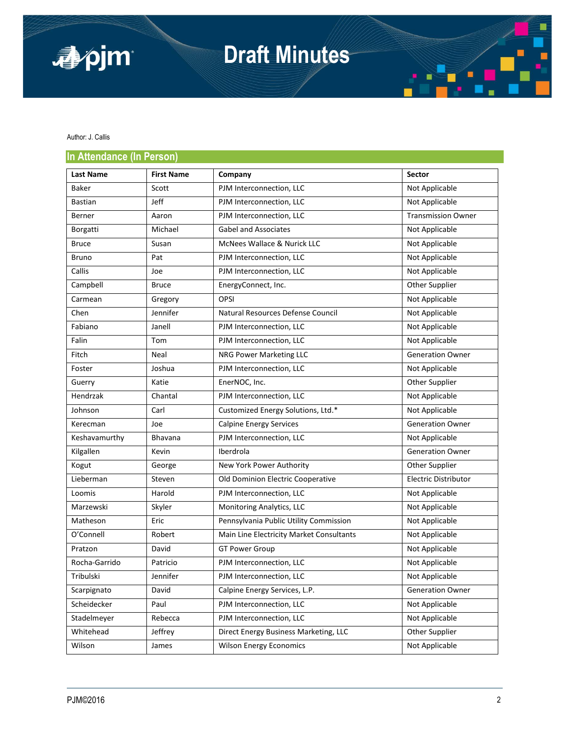Author: J. Callis

## In Attendance (In Person)

| Last Name | First Name | Company | Sector |
|---|---|---|---|
| Baker | Scott | PJM Interconnection, LLC | Not Applicable |
| Bastian | Jeff | PJM Interconnection, LLC | Not Applicable |
| Berner | Aaron | PJM Interconnection, LLC | Transmission Owner |
| Borgatti | Michael | Gabel and Associates | Not Applicable |
| Bruce | Susan | McNees Wallace & Nurick LLC | Not Applicable |
| Bruno | Pat | PJM Interconnection, LLC | Not Applicable |
| Callis | Joe | PJM Interconnection, LLC | Not Applicable |
| Campbell | Bruce | EnergyConnect, Inc. | Other Supplier |
| Carmean | Gregory | OPSI | Not Applicable |
| Chen | Jennifer | Natural Resources Defense Council | Not Applicable |
| Fabiano | Janell | PJM Interconnection, LLC | Not Applicable |
| Falin | Tom | PJM Interconnection, LLC | Not Applicable |
| Fitch | Neal | NRG Power Marketing LLC | Generation Owner |
| Foster | Joshua | PJM Interconnection, LLC | Not Applicable |
| Guerry | Katie | EnerNOC, Inc. | Other Supplier |
| Hendrzak | Chantal | PJM Interconnection, LLC | Not Applicable |
| Johnson | Carl | Customized Energy Solutions, Ltd.* | Not Applicable |
| Kerecman | Joe | Calpine Energy Services | Generation Owner |
| Keshavamurthy | Bhavana | PJM Interconnection, LLC | Not Applicable |
| Kilgallen | Kevin | Iberdrola | Generation Owner |
| Kogut | George | New York Power Authority | Other Supplier |
| Lieberman | Steven | Old Dominion Electric Cooperative | Electric Distributor |
| Loomis | Harold | PJM Interconnection, LLC | Not Applicable |
| Marzewski | Skyler | Monitoring Analytics, LLC | Not Applicable |
| Matheson | Eric | Pennsylvania Public Utility Commission | Not Applicable |
| O'Connell | Robert | Main Line Electricity Market Consultants | Not Applicable |
| Pratzon | David | GT Power Group | Not Applicable |
| Rocha-Garrido | Patricio | PJM Interconnection, LLC | Not Applicable |
| Tribulski | Jennifer | PJM Interconnection, LLC | Not Applicable |
| Scarpignato | David | Calpine Energy Services, L.P. | Generation Owner |
| Scheidecker | Paul | PJM Interconnection, LLC | Not Applicable |
| Stadelmeyer | Rebecca | PJM Interconnection, LLC | Not Applicable |
| Whitehead | Jeffrey | Direct Energy Business Marketing, LLC | Other Supplier |
| Wilson | James | Wilson Energy Economics | Not Applicable |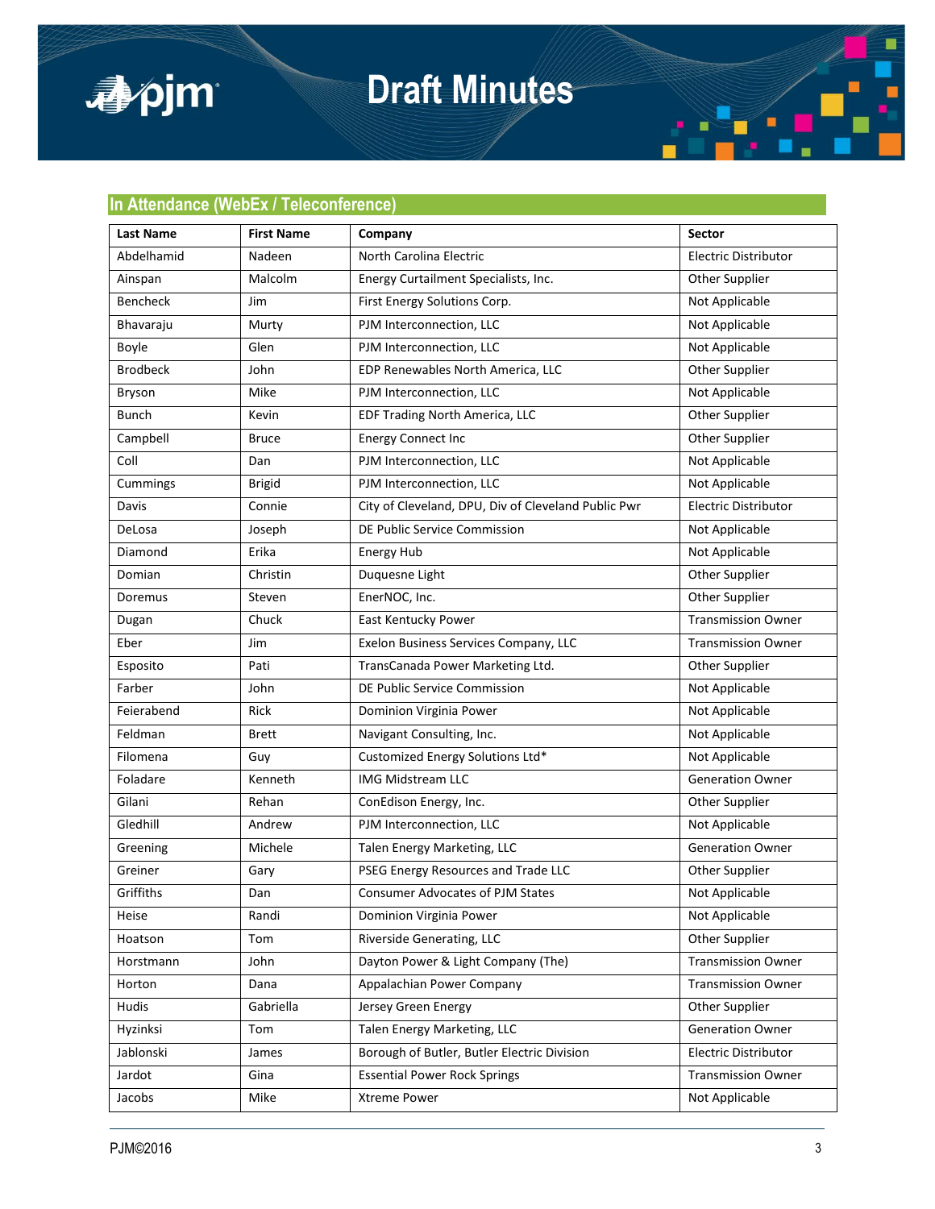## In Attendance (WebEx / Teleconference)

| Last Name | First Name | Company | Sector |
|---|---|---|---|
| Abdelhamid | Nadeen | North Carolina Electric | Electric Distributor |
| Ainspan | Malcolm | Energy Curtailment Specialists, Inc. | Other Supplier |
| Bencheck | Jim | First Energy Solutions Corp. | Not Applicable |
| Bhavaraju | Murty | PJM Interconnection, LLC | Not Applicable |
| Boyle | Glen | PJM Interconnection, LLC | Not Applicable |
| Brodbeck | John | EDP Renewables North America, LLC | Other Supplier |
| Bryson | Mike | PJM Interconnection, LLC | Not Applicable |
| Bunch | Kevin | EDF Trading North America, LLC | Other Supplier |
| Campbell | Bruce | Energy Connect Inc | Other Supplier |
| Coll | Dan | PJM Interconnection, LLC | Not Applicable |
| Cummings | Brigid | PJM Interconnection, LLC | Not Applicable |
| Davis | Connie | City of Cleveland, DPU, Div of Cleveland Public Pwr | Electric Distributor |
| DeLosa | Joseph | DE Public Service Commission | Not Applicable |
| Diamond | Erika | Energy Hub | Not Applicable |
| Domian | Christin | Duquesne Light | Other Supplier |
| Doremus | Steven | EnerNOC, Inc. | Other Supplier |
| Dugan | Chuck | East Kentucky Power | Transmission Owner |
| Eber | Jim | Exelon Business Services Company, LLC | Transmission Owner |
| Esposito | Pati | TransCanada Power Marketing Ltd. | Other Supplier |
| Farber | John | DE Public Service Commission | Not Applicable |
| Feierabend | Rick | Dominion Virginia Power | Not Applicable |
| Feldman | Brett | Navigant Consulting, Inc. | Not Applicable |
| Filomena | Guy | Customized Energy Solutions Ltd* | Not Applicable |
| Foladare | Kenneth | IMG Midstream LLC | Generation Owner |
| Gilani | Rehan | ConEdison Energy, Inc. | Other Supplier |
| Gledhill | Andrew | PJM Interconnection, LLC | Not Applicable |
| Greening | Michele | Talen Energy Marketing, LLC | Generation Owner |
| Greiner | Gary | PSEG Energy Resources and Trade LLC | Other Supplier |
| Griffiths | Dan | Consumer Advocates of PJM States | Not Applicable |
| Heise | Randi | Dominion Virginia Power | Not Applicable |
| Hoatson | Tom | Riverside Generating, LLC | Other Supplier |
| Horstmann | John | Dayton Power & Light Company (The) | Transmission Owner |
| Horton | Dana | Appalachian Power Company | Transmission Owner |
| Hudis | Gabriella | Jersey Green Energy | Other Supplier |
| Hyzinksi | Tom | Talen Energy Marketing, LLC | Generation Owner |
| Jablonski | James | Borough of Butler, Butler Electric Division | Electric Distributor |
| Jardot | Gina | Essential Power Rock Springs | Transmission Owner |
| Jacobs | Mike | Xtreme Power | Not Applicable |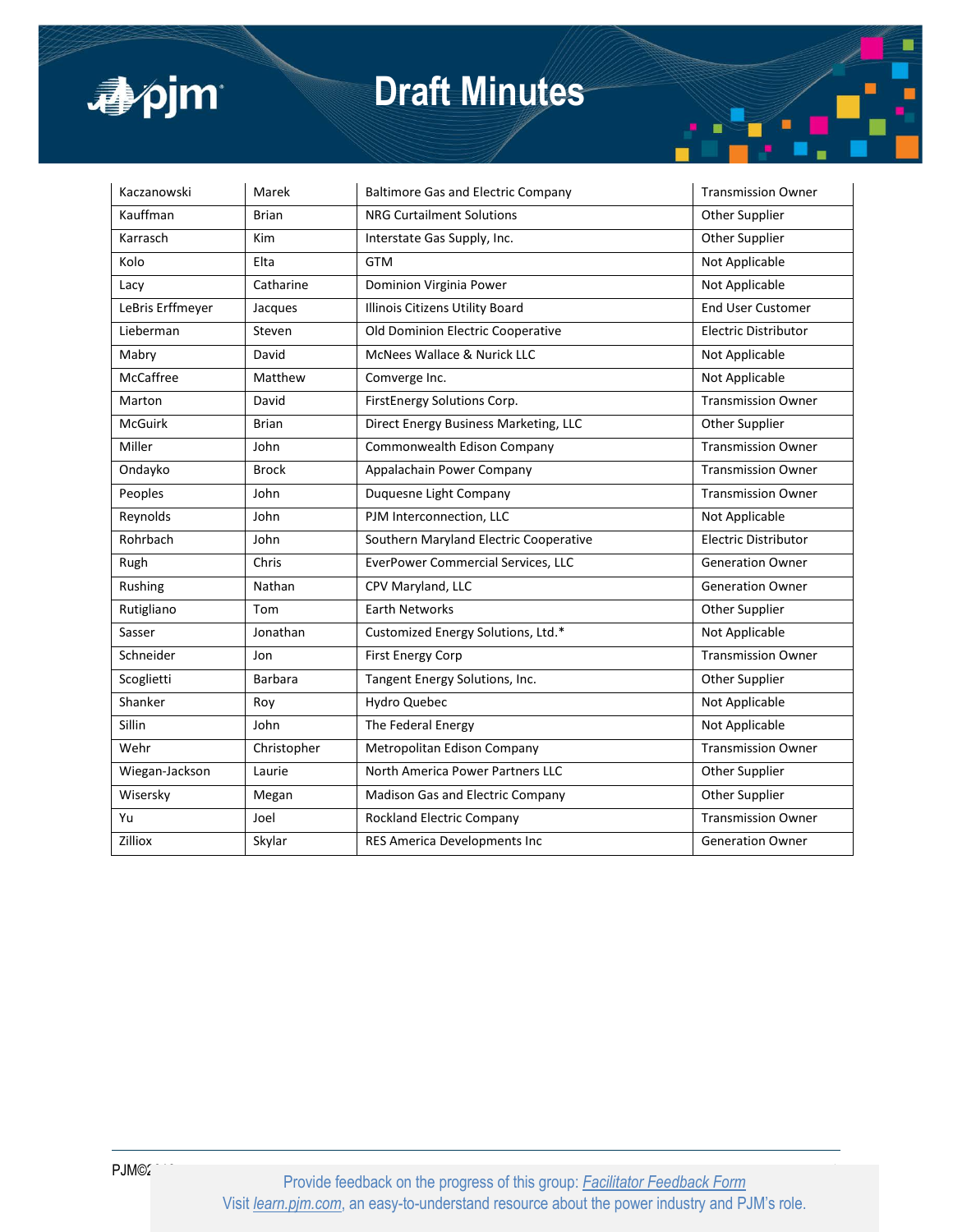| | | | |
|---|---|---|---|
| Kaczanowski | Marek | Baltimore Gas and Electric Company | Transmission Owner |
| Kauffman | Brian | NRG Curtailment Solutions | Other Supplier |
| Karrasch | Kim | Interstate Gas Supply, Inc. | Other Supplier |
| Kolo | Elta | GTM | Not Applicable |
| Lacy | Catharine | Dominion Virginia Power | Not Applicable |
| LeBris Erffmeyer | Jacques | Illinois Citizens Utility Board | End User Customer |
| Lieberman | Steven | Old Dominion Electric Cooperative | Electric Distributor |
| Mabry | David | McNees Wallace & Nurick LLC | Not Applicable |
| McCaffree | Matthew | Comverge Inc. | Not Applicable |
| Marton | David | FirstEnergy Solutions Corp. | Transmission Owner |
| McGuirk | Brian | Direct Energy Business Marketing, LLC | Other Supplier |
| Miller | John | Commonwealth Edison Company | Transmission Owner |
| Ondayko | Brock | Appalachain Power Company | Transmission Owner |
| Peoples | John | Duquesne Light Company | Transmission Owner |
| Reynolds | John | PJM Interconnection, LLC | Not Applicable |
| Rohrbach | John | Southern Maryland Electric Cooperative | Electric Distributor |
| Rugh | Chris | EverPower Commercial Services, LLC | Generation Owner |
| Rushing | Nathan | CPV Maryland, LLC | Generation Owner |
| Rutigliano | Tom | Earth Networks | Other Supplier |
| Sasser | Jonathan | Customized Energy Solutions, Ltd.* | Not Applicable |
| Schneider | Jon | First Energy Corp | Transmission Owner |
| Scoglietti | Barbara | Tangent Energy Solutions, Inc. | Other Supplier |
| Shanker | Roy | Hydro Quebec | Not Applicable |
| Sillin | John | The Federal Energy | Not Applicable |
| Wehr | Christopher | Metropolitan Edison Company | Transmission Owner |
| Wiegan-Jackson | Laurie | North America Power Partners LLC | Other Supplier |
| Wisersky | Megan | Madison Gas and Electric Company | Other Supplier |
| Yu | Joel | Rockland Electric Company | Transmission Owner |
| Zilliox | Skylar | RES America Developments Inc | Generation Owner |

Provide feedback on the progress of this group: *Facilitator Feedback Form*

Visit *learn.pjm.com*, an easy-to-understand resource about the power industry and PJM's role.